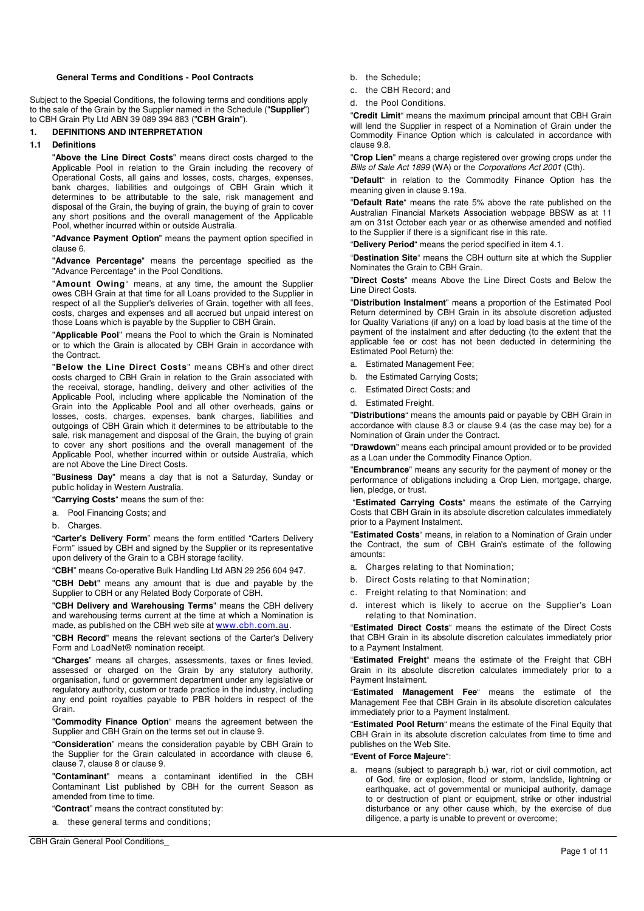### General Terms and Conditions - Pool Contracts

Subject to the Special Conditions, the following terms and conditions apply to the sale of the Grain by the Supplier named in the Schedule ("**Supplier**") to CBH Grain Pty Ltd ABN 39 089 394 883 ("**CBH Grain**").

## 1. DEFINITIONS AND INTERPRETATION

### 1.1 Definitions

"**Above the Line Direct Costs**" means direct costs charged to the Applicable Pool in relation to the Grain including the recovery of Operational Costs, all gains and losses, costs, charges, expenses, bank charges, liabilities and outgoings of CBH Grain which it determines to be attributable to the sale, risk management and disposal of the Grain, the buying of grain, the buying of grain to cover any short positions and the overall management of the Applicable Pool, whether incurred within or outside Australia.

"**Advance Payment Option**" means the payment option specified in clause 6.

"**Advance Percentage**" means the percentage specified as the "Advance Percentage" in the Pool Conditions.

"**Amount Owing**" means, at any time, the amount the Supplier owes CBH Grain at that time for all Loans provided to the Supplier in respect of all the Supplier's deliveries of Grain, together with all fees, costs, charges and expenses and all accrued but unpaid interest on those Loans which is payable by the Supplier to CBH Grain.

"**Applicable Pool**" means the Pool to which the Grain is Nominated or to which the Grain is allocated by CBH Grain in accordance with the Contract.

"**Below the Line Direct Costs**" means CBH's and other direct costs charged to CBH Grain in relation to the Grain associated with the receival, storage, handling, delivery and other activities of the Applicable Pool, including where applicable the Nomination of the Grain into the Applicable Pool and all other overheads, gains or losses, costs, charges, expenses, bank charges, liabilities and outgoings of CBH Grain which it determines to be attributable to the sale, risk management and disposal of the Grain, the buying of grain to cover any short positions and the overall management of the Applicable Pool, whether incurred within or outside Australia, which are not Above the Line Direct Costs.

"**Business Day**" means a day that is not a Saturday, Sunday or public holiday in Western Australia.

"**Carrying Costs**" means the sum of the:

a. Pool Financing Costs; and
b. Charges.

"**Carter's Delivery Form**" means the form entitled "Carters Delivery Form" issued by CBH and signed by the Supplier or its representative upon delivery of the Grain to a CBH storage facility.

"**CBH**" means Co-operative Bulk Handling Ltd ABN 29 256 604 947.

"**CBH Debt**" means any amount that is due and payable by the Supplier to CBH or any Related Body Corporate of CBH.

"**CBH Delivery and Warehousing Terms**" means the CBH delivery and warehousing terms current at the time at which a Nomination is made, as published on the CBH web site at www.cbh.com.au.

"**CBH Record**" means the relevant sections of the Carter's Delivery Form and LoadNet® nomination receipt.

"**Charges**" means all charges, assessments, taxes or fines levied, assessed or charged on the Grain by any statutory authority, organisation, fund or government department under any legislative or regulatory authority, custom or trade practice in the industry, including any end point royalties payable to PBR holders in respect of the Grain.

"**Commodity Finance Option**" means the agreement between the Supplier and CBH Grain on the terms set out in clause 9.

"**Consideration**" means the consideration payable by CBH Grain to the Supplier for the Grain calculated in accordance with clause 6, clause 7, clause 8 or clause 9.

"**Contaminant**" means a contaminant identified in the CBH Contaminant List published by CBH for the current Season as amended from time to time.

"**Contract**" means the contract constituted by:

a. these general terms and conditions;
b. the Schedule;
c. the CBH Record; and
d. the Pool Conditions.

"**Credit Limit**" means the maximum principal amount that CBH Grain will lend the Supplier in respect of a Nomination of Grain under the Commodity Finance Option which is calculated in accordance with clause 9.8.

"**Crop Lien**" means a charge registered over growing crops under the *Bills of Sale Act 1899* (WA) or the *Corporations Act 2001* (Cth).

"**Default**" in relation to the Commodity Finance Option has the meaning given in clause 9.19a.

"**Default Rate**" means the rate 5% above the rate published on the Australian Financial Markets Association webpage BBSW as at 11 am on 31st October each year or as otherwise amended and notified to the Supplier if there is a significant rise in this rate.

"**Delivery Period**" means the period specified in item 4.1.

"**Destination Site**" means the CBH outturn site at which the Supplier Nominates the Grain to CBH Grain.

"**Direct Costs**" means Above the Line Direct Costs and Below the Line Direct Costs.

"**Distribution Instalment**" means a proportion of the Estimated Pool Return determined by CBH Grain in its absolute discretion adjusted for Quality Variations (if any) on a load by load basis at the time of the payment of the instalment and after deducting (to the extent that the applicable fee or cost has not been deducted in determining the Estimated Pool Return) the:

a. Estimated Management Fee;
b. the Estimated Carrying Costs;
c. Estimated Direct Costs; and
d. Estimated Freight.

"**Distributions**" means the amounts paid or payable by CBH Grain in accordance with clause 8.3 or clause 9.4 (as the case may be) for a Nomination of Grain under the Contract.

"**Drawdown**" means each principal amount provided or to be provided as a Loan under the Commodity Finance Option.

"**Encumbrance**" means any security for the payment of money or the performance of obligations including a Crop Lien, mortgage, charge, lien, pledge, or trust.

"**Estimated Carrying Costs**" means the estimate of the Carrying Costs that CBH Grain in its absolute discretion calculates immediately prior to a Payment Instalment.

"**Estimated Costs**" means, in relation to a Nomination of Grain under the Contract, the sum of CBH Grain's estimate of the following amounts:

a. Charges relating to that Nomination;
b. Direct Costs relating to that Nomination;
c. Freight relating to that Nomination; and
d. interest which is likely to accrue on the Supplier's Loan relating to that Nomination.

"**Estimated Direct Costs**" means the estimate of the Direct Costs that CBH Grain in its absolute discretion calculates immediately prior to a Payment Instalment.

"**Estimated Freight**" means the estimate of the Freight that CBH Grain in its absolute discretion calculates immediately prior to a Payment Instalment.

"**Estimated Management Fee**" means the estimate of the Management Fee that CBH Grain in its absolute discretion calculates immediately prior to a Payment Instalment.

"**Estimated Pool Return**" means the estimate of the Final Equity that CBH Grain in its absolute discretion calculates from time to time and publishes on the Web Site.

"**Event of Force Majeure**":

a. means (subject to paragraph b.) war, riot or civil commotion, act of God, fire or explosion, flood or storm, landslide, lightning or earthquake, act of governmental or municipal authority, damage to or destruction of plant or equipment, strike or other industrial disturbance or any other cause which, by the exercise of due diligence, a party is unable to prevent or overcome;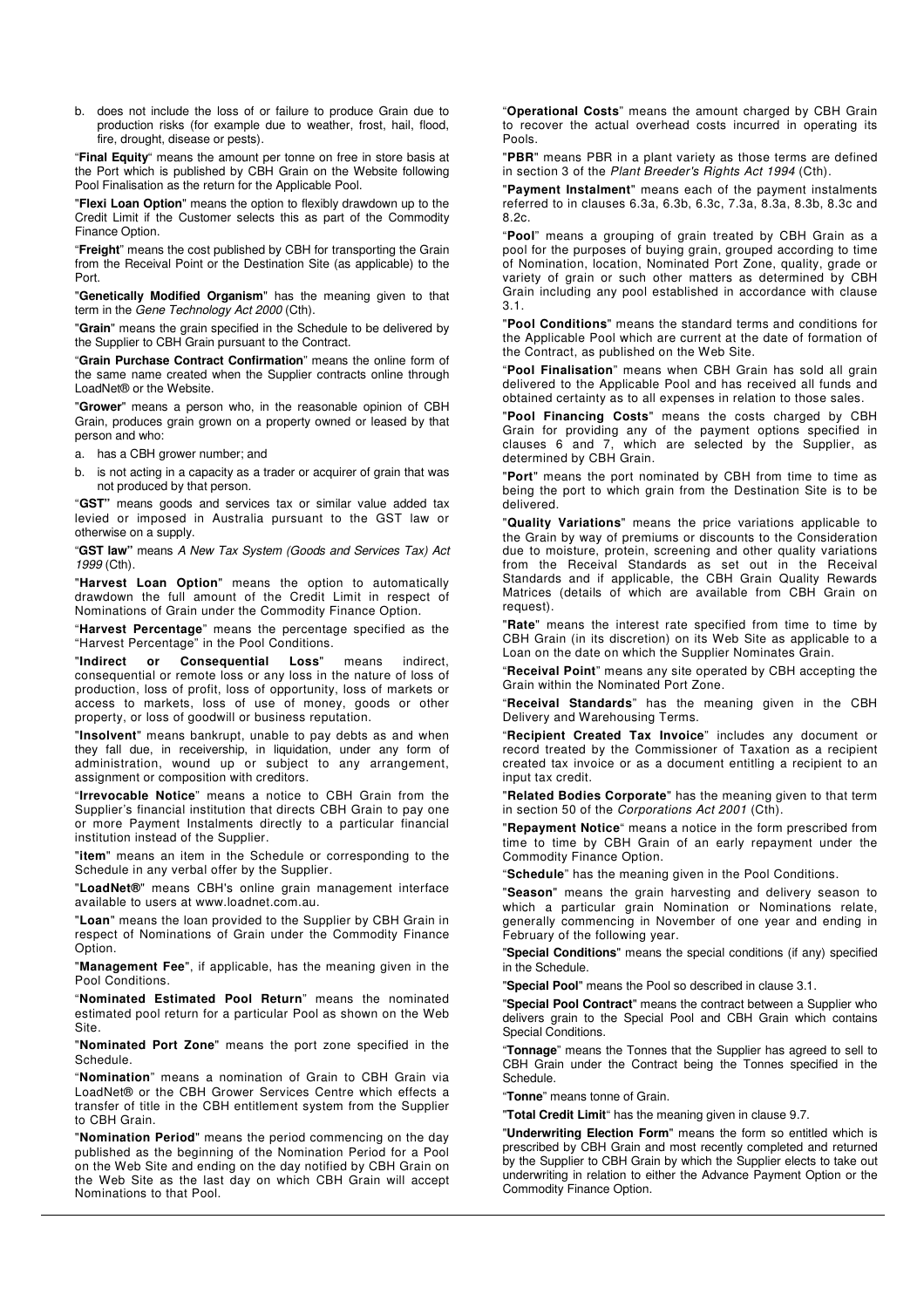b. does not include the loss of or failure to produce Grain due to production risks (for example due to weather, frost, hail, flood, fire, drought, disease or pests).

"**Final Equity**" means the amount per tonne on free in store basis at the Port which is published by CBH Grain on the Website following Pool Finalisation as the return for the Applicable Pool.

"**Flexi Loan Option**" means the option to flexibly drawdown up to the Credit Limit if the Customer selects this as part of the Commodity Finance Option.

"**Freight**" means the cost published by CBH for transporting the Grain from the Receival Point or the Destination Site (as applicable) to the Port.

"**Genetically Modified Organism**" has the meaning given to that term in the *Gene Technology Act 2000* (Cth).

"**Grain**" means the grain specified in the Schedule to be delivered by the Supplier to CBH Grain pursuant to the Contract.

"**Grain Purchase Contract Confirmation**" means the online form of the same name created when the Supplier contracts online through LoadNet® or the Website.

"**Grower**" means a person who, in the reasonable opinion of CBH Grain, produces grain grown on a property owned or leased by that person and who:

a. has a CBH grower number; and
b. is not acting in a capacity as a trader or acquirer of grain that was not produced by that person.

"**GST**" means goods and services tax or similar value added tax levied or imposed in Australia pursuant to the GST law or otherwise on a supply.

"**GST law**" means *A New Tax System (Goods and Services Tax) Act 1999* (Cth).

"**Harvest Loan Option**" means the option to automatically drawdown the full amount of the Credit Limit in respect of Nominations of Grain under the Commodity Finance Option.

"**Harvest Percentage**" means the percentage specified as the "Harvest Percentage" in the Pool Conditions.

"**Indirect or Consequential Loss**" means indirect, consequential or remote loss or any loss in the nature of loss of production, loss of profit, loss of opportunity, loss of markets or access to markets, loss of use of money, goods or other property, or loss of goodwill or business reputation.

"**Insolvent**" means bankrupt, unable to pay debts as and when they fall due, in receivership, in liquidation, under any form of administration, wound up or subject to any arrangement, assignment or composition with creditors.

"**Irrevocable Notice**" means a notice to CBH Grain from the Supplier's financial institution that directs CBH Grain to pay one or more Payment Instalments directly to a particular financial institution instead of the Supplier.

"**item**" means an item in the Schedule or corresponding to the Schedule in any verbal offer by the Supplier.

"**LoadNet®**" means CBH's online grain management interface available to users at www.loadnet.com.au.

"**Loan**" means the loan provided to the Supplier by CBH Grain in respect of Nominations of Grain under the Commodity Finance Option.

"**Management Fee**", if applicable, has the meaning given in the Pool Conditions.

"**Nominated Estimated Pool Return**" means the nominated estimated pool return for a particular Pool as shown on the Web Site.

"**Nominated Port Zone**" means the port zone specified in the Schedule.

"**Nomination**" means a nomination of Grain to CBH Grain via LoadNet® or the CBH Grower Services Centre which effects a transfer of title in the CBH entitlement system from the Supplier to CBH Grain.

"**Nomination Period**" means the period commencing on the day published as the beginning of the Nomination Period for a Pool on the Web Site and ending on the day notified by CBH Grain on the Web Site as the last day on which CBH Grain will accept Nominations to that Pool.

"**Operational Costs**" means the amount charged by CBH Grain to recover the actual overhead costs incurred in operating its Pools.

"**PBR**" means PBR in a plant variety as those terms are defined in section 3 of the *Plant Breeder's Rights Act 1994* (Cth).

"**Payment Instalment**" means each of the payment instalments referred to in clauses 6.3a, 6.3b, 6.3c, 7.3a, 8.3a, 8.3b, 8.3c and 8.2c.

"**Pool**" means a grouping of grain treated by CBH Grain as a pool for the purposes of buying grain, grouped according to time of Nomination, location, Nominated Port Zone, quality, grade or variety of grain or such other matters as determined by CBH Grain including any pool established in accordance with clause 3.1.

"**Pool Conditions**" means the standard terms and conditions for the Applicable Pool which are current at the date of formation of the Contract, as published on the Web Site.

"**Pool Finalisation**" means when CBH Grain has sold all grain delivered to the Applicable Pool and has received all funds and obtained certainty as to all expenses in relation to those sales.

"**Pool Financing Costs**" means the costs charged by CBH Grain for providing any of the payment options specified in clauses 6 and 7, which are selected by the Supplier, as determined by CBH Grain.

"**Port**" means the port nominated by CBH from time to time as being the port to which grain from the Destination Site is to be delivered.

"**Quality Variations**" means the price variations applicable to the Grain by way of premiums or discounts to the Consideration due to moisture, protein, screening and other quality variations from the Receival Standards as set out in the Receival Standards and if applicable, the CBH Grain Quality Rewards Matrices (details of which are available from CBH Grain on request).

"**Rate**" means the interest rate specified from time to time by CBH Grain (in its discretion) on its Web Site as applicable to a Loan on the date on which the Supplier Nominates Grain.

"**Receival Point**" means any site operated by CBH accepting the Grain within the Nominated Port Zone.

"**Receival Standards**" has the meaning given in the CBH Delivery and Warehousing Terms.

"**Recipient Created Tax Invoice**" includes any document or record treated by the Commissioner of Taxation as a recipient created tax invoice or as a document entitling a recipient to an input tax credit.

"**Related Bodies Corporate**" has the meaning given to that term in section 50 of the *Corporations Act 2001* (Cth).

"**Repayment Notice**" means a notice in the form prescribed from time to time by CBH Grain of an early repayment under the Commodity Finance Option.

"**Schedule**" has the meaning given in the Pool Conditions.

"**Season**" means the grain harvesting and delivery season to which a particular grain Nomination or Nominations relate, generally commencing in November of one year and ending in February of the following year.

"**Special Conditions**" means the special conditions (if any) specified in the Schedule.

"**Special Pool**" means the Pool so described in clause 3.1.

"**Special Pool Contract**" means the contract between a Supplier who delivers grain to the Special Pool and CBH Grain which contains Special Conditions.

"**Tonnage**" means the Tonnes that the Supplier has agreed to sell to CBH Grain under the Contract being the Tonnes specified in the Schedule.

"**Tonne**" means tonne of Grain.

"**Total Credit Limit**" has the meaning given in clause 9.7.

"**Underwriting Election Form**" means the form so entitled which is prescribed by CBH Grain and most recently completed and returned by the Supplier to CBH Grain by which the Supplier elects to take out underwriting in relation to either the Advance Payment Option or the Commodity Finance Option.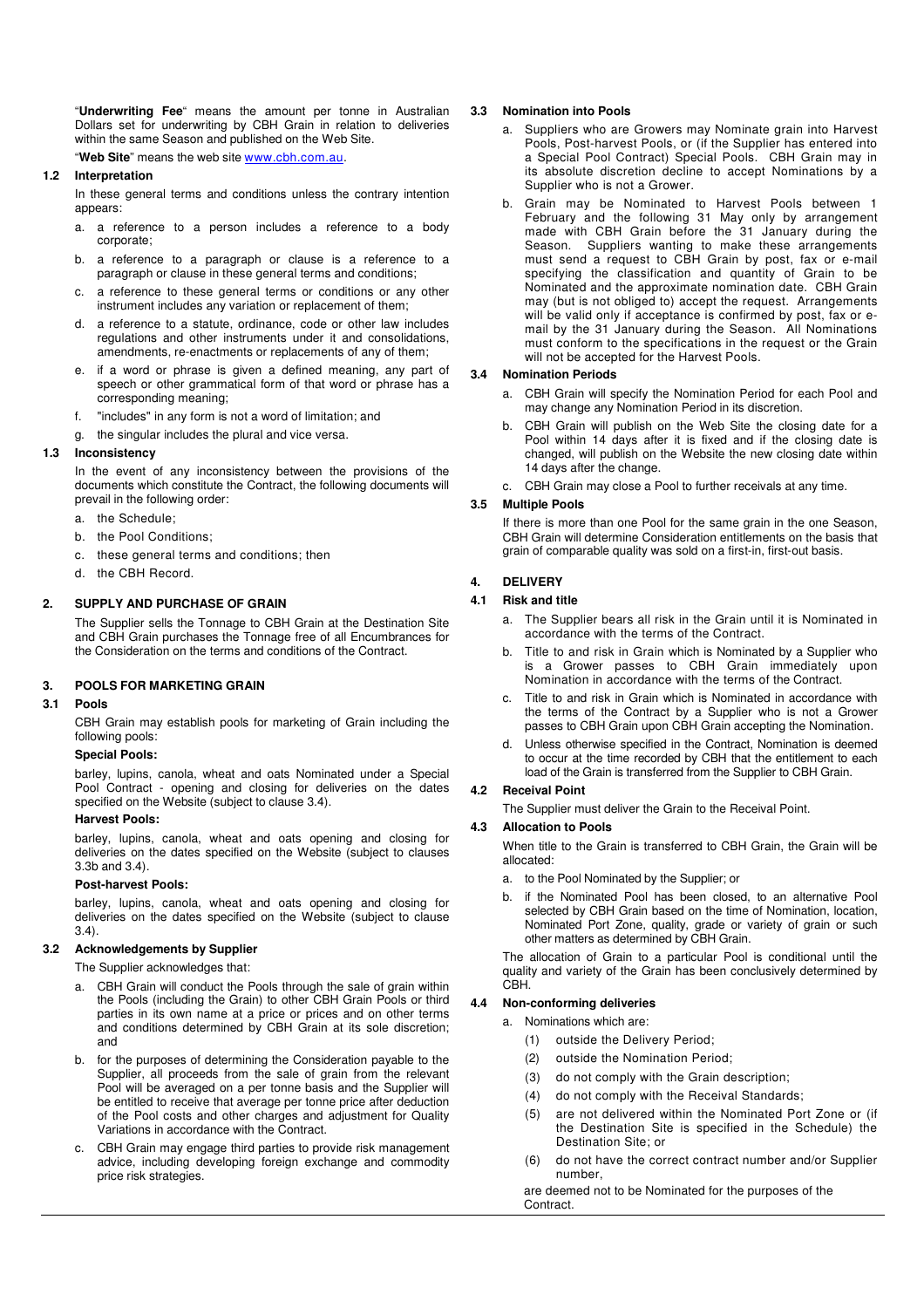"**Underwriting Fee**" means the amount per tonne in Australian Dollars set for underwriting by CBH Grain in relation to deliveries within the same Season and published on the Web Site.

"**Web Site**" means the web site www.cbh.com.au.

### 1.2 Interpretation

In these general terms and conditions unless the contrary intention appears:

a. a reference to a person includes a reference to a body corporate;

b. a reference to a paragraph or clause is a reference to a paragraph or clause in these general terms and conditions;

c. a reference to these general terms or conditions or any other instrument includes any variation or replacement of them;

d. a reference to a statute, ordinance, code or other law includes regulations and other instruments under it and consolidations, amendments, re-enactments or replacements of any of them;

e. if a word or phrase is given a defined meaning, any part of speech or other grammatical form of that word or phrase has a corresponding meaning;

f. "includes" in any form is not a word of limitation; and

g. the singular includes the plural and vice versa.

### 1.3 Inconsistency

In the event of any inconsistency between the provisions of the documents which constitute the Contract, the following documents will prevail in the following order:

a. the Schedule;

b. the Pool Conditions;

c. these general terms and conditions; then

d. the CBH Record.

## 2. SUPPLY AND PURCHASE OF GRAIN

The Supplier sells the Tonnage to CBH Grain at the Destination Site and CBH Grain purchases the Tonnage free of all Encumbrances for the Consideration on the terms and conditions of the Contract.

## 3. POOLS FOR MARKETING GRAIN

### 3.1 Pools

CBH Grain may establish pools for marketing of Grain including the following pools:

**Special Pools:**

barley, lupins, canola, wheat and oats Nominated under a Special Pool Contract - opening and closing for deliveries on the dates specified on the Website (subject to clause 3.4).

**Harvest Pools:**

barley, lupins, canola, wheat and oats opening and closing for deliveries on the dates specified on the Website (subject to clauses 3.3b and 3.4).

**Post-harvest Pools:**

barley, lupins, canola, wheat and oats opening and closing for deliveries on the dates specified on the Website (subject to clause 3.4).

### 3.2 Acknowledgements by Supplier

The Supplier acknowledges that:

a. CBH Grain will conduct the Pools through the sale of grain within the Pools (including the Grain) to other CBH Grain Pools or third parties in its own name at a price or prices and on other terms and conditions determined by CBH Grain at its sole discretion; and

b. for the purposes of determining the Consideration payable to the Supplier, all proceeds from the sale of grain from the relevant Pool will be averaged on a per tonne basis and the Supplier will be entitled to receive that average per tonne price after deduction of the Pool costs and other charges and adjustment for Quality Variations in accordance with the Contract.

c. CBH Grain may engage third parties to provide risk management advice, including developing foreign exchange and commodity price risk strategies.

### 3.3 Nomination into Pools

a. Suppliers who are Growers may Nominate grain into Harvest Pools, Post-harvest Pools, or (if the Supplier has entered into a Special Pool Contract) Special Pools. CBH Grain may in its absolute discretion decline to accept Nominations by a Supplier who is not a Grower.

b. Grain may be Nominated to Harvest Pools between 1 February and the following 31 May only by arrangement made with CBH Grain before the 31 January during the Season. Suppliers wanting to make these arrangements must send a request to CBH Grain by post, fax or e-mail specifying the classification and quantity of Grain to be Nominated and the approximate nomination date. CBH Grain may (but is not obliged to) accept the request. Arrangements will be valid only if acceptance is confirmed by post, fax or e-mail by the 31 January during the Season. All Nominations must conform to the specifications in the request or the Grain will not be accepted for the Harvest Pools.

### 3.4 Nomination Periods

a. CBH Grain will specify the Nomination Period for each Pool and may change any Nomination Period in its discretion.

b. CBH Grain will publish on the Web Site the closing date for a Pool within 14 days after it is fixed and if the closing date is changed, will publish on the Website the new closing date within 14 days after the change.

c. CBH Grain may close a Pool to further receivals at any time.

### 3.5 Multiple Pools

If there is more than one Pool for the same grain in the one Season, CBH Grain will determine Consideration entitlements on the basis that grain of comparable quality was sold on a first-in, first-out basis.

## 4. DELIVERY

### 4.1 Risk and title

a. The Supplier bears all risk in the Grain until it is Nominated in accordance with the terms of the Contract.

b. Title to and risk in Grain which is Nominated by a Supplier who is a Grower passes to CBH Grain immediately upon Nomination in accordance with the terms of the Contract.

c. Title to and risk in Grain which is Nominated in accordance with the terms of the Contract by a Supplier who is not a Grower passes to CBH Grain upon CBH Grain accepting the Nomination.

d. Unless otherwise specified in the Contract, Nomination is deemed to occur at the time recorded by CBH that the entitlement to each load of the Grain is transferred from the Supplier to CBH Grain.

### 4.2 Receival Point

The Supplier must deliver the Grain to the Receival Point.

### 4.3 Allocation to Pools

When title to the Grain is transferred to CBH Grain, the Grain will be allocated:

a. to the Pool Nominated by the Supplier; or

b. if the Nominated Pool has been closed, to an alternative Pool selected by CBH Grain based on the time of Nomination, location, Nominated Port Zone, quality, grade or variety of grain or such other matters as determined by CBH Grain.

The allocation of Grain to a particular Pool is conditional until the quality and variety of the Grain has been conclusively determined by CBH.

### 4.4 Non-conforming deliveries

a. Nominations which are:

   (1) outside the Delivery Period;

   (2) outside the Nomination Period;

   (3) do not comply with the Grain description;

   (4) do not comply with the Receival Standards;

   (5) are not delivered within the Nominated Port Zone or (if the Destination Site is specified in the Schedule) the Destination Site; or

   (6) do not have the correct contract number and/or Supplier number,

   are deemed not to be Nominated for the purposes of the Contract.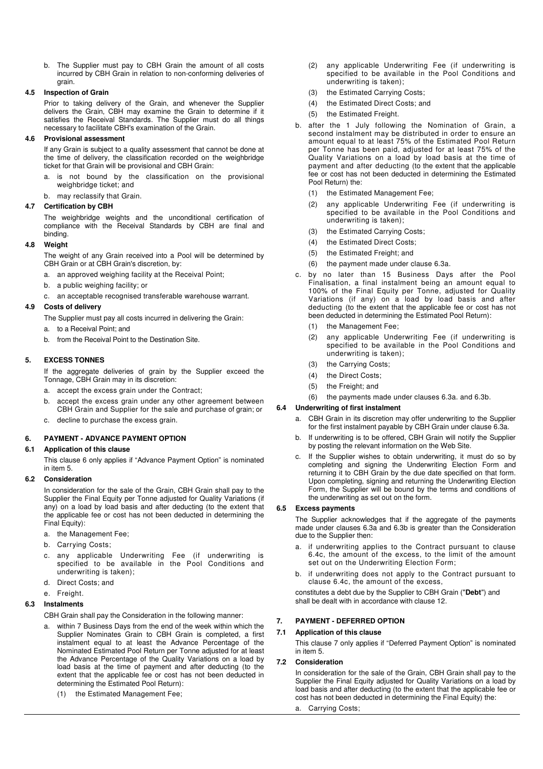b. The Supplier must pay to CBH Grain the amount of all costs incurred by CBH Grain in relation to non-conforming deliveries of grain.

**4.5 Inspection of Grain**

Prior to taking delivery of the Grain, and whenever the Supplier delivers the Grain, CBH may examine the Grain to determine if it satisfies the Receival Standards. The Supplier must do all things necessary to facilitate CBH's examination of the Grain.

**4.6 Provisional assessment**

If any Grain is subject to a quality assessment that cannot be done at the time of delivery, the classification recorded on the weighbridge ticket for that Grain will be provisional and CBH Grain:

a. is not bound by the classification on the provisional weighbridge ticket; and

b. may reclassify that Grain.

**4.7 Certification by CBH**

The weighbridge weights and the unconditional certification of compliance with the Receival Standards by CBH are final and binding.

**4.8 Weight**

The weight of any Grain received into a Pool will be determined by CBH Grain or at CBH Grain's discretion, by:

a. an approved weighing facility at the Receival Point;

b. a public weighing facility; or

c. an acceptable recognised transferable warehouse warrant.

**4.9 Costs of delivery**

The Supplier must pay all costs incurred in delivering the Grain:

a. to a Receival Point; and

b. from the Receival Point to the Destination Site.

## 5. EXCESS TONNES

If the aggregate deliveries of grain by the Supplier exceed the Tonnage, CBH Grain may in its discretion:

a. accept the excess grain under the Contract;

b. accept the excess grain under any other agreement between CBH Grain and Supplier for the sale and purchase of grain; or

c. decline to purchase the excess grain.

## 6. PAYMENT - ADVANCE PAYMENT OPTION

**6.1 Application of this clause**

This clause 6 only applies if "Advance Payment Option" is nominated in item 5.

**6.2 Consideration**

In consideration for the sale of the Grain, CBH Grain shall pay to the Supplier the Final Equity per Tonne adjusted for Quality Variations (if any) on a load by load basis and after deducting (to the extent that the applicable fee or cost has not been deducted in determining the Final Equity):

a. the Management Fee;

b. Carrying Costs;

c. any applicable Underwriting Fee (if underwriting is specified to be available in the Pool Conditions and underwriting is taken);

d. Direct Costs; and

e. Freight.

**6.3 Instalments**

CBH Grain shall pay the Consideration in the following manner:

a. within 7 Business Days from the end of the week within which the Supplier Nominates Grain to CBH Grain is completed, a first instalment equal to at least the Advance Percentage of the Nominated Estimated Pool Return per Tonne adjusted for at least the Advance Percentage of the Quality Variations on a load by load basis at the time of payment and after deducting (to the extent that the applicable fee or cost has not been deducted in determining the Estimated Pool Return):

   (1) the Estimated Management Fee;

   (2) any applicable Underwriting Fee (if underwriting is specified to be available in the Pool Conditions and underwriting is taken);

   (3) the Estimated Carrying Costs;

   (4) the Estimated Direct Costs; and

   (5) the Estimated Freight.

b. after the 1 July following the Nomination of Grain, a second instalment may be distributed in order to ensure an amount equal to at least 75% of the Estimated Pool Return per Tonne has been paid, adjusted for at least 75% of the Quality Variations on a load by load basis at the time of payment and after deducting (to the extent that the applicable fee or cost has not been deducted in determining the Estimated Pool Return) the:

   (1) the Estimated Management Fee;

   (2) any applicable Underwriting Fee (if underwriting is specified to be available in the Pool Conditions and underwriting is taken);

   (3) the Estimated Carrying Costs;

   (4) the Estimated Direct Costs;

   (5) the Estimated Freight; and

   (6) the payment made under clause 6.3a.

c. by no later than 15 Business Days after the Pool Finalisation, a final instalment being an amount equal to 100% of the Final Equity per Tonne, adjusted for Quality Variations (if any) on a load by load basis and after deducting (to the extent that the applicable fee or cost has not been deducted in determining the Estimated Pool Return):

   (1) the Management Fee;

   (2) any applicable Underwriting Fee (if underwriting is specified to be available in the Pool Conditions and underwriting is taken);

   (3) the Carrying Costs;

   (4) the Direct Costs;

   (5) the Freight; and

   (6) the payments made under clauses 6.3a. and 6.3b.

**6.4 Underwriting of first instalment**

a. CBH Grain in its discretion may offer underwriting to the Supplier for the first instalment payable by CBH Grain under clause 6.3a.

b. If underwriting is to be offered, CBH Grain will notify the Supplier by posting the relevant information on the Web Site.

c. If the Supplier wishes to obtain underwriting, it must do so by completing and signing the Underwriting Election Form and returning it to CBH Grain by the due date specified on that form. Upon completing, signing and returning the Underwriting Election Form, the Supplier will be bound by the terms and conditions of the underwriting as set out on the form.

**6.5 Excess payments**

The Supplier acknowledges that if the aggregate of the payments made under clauses 6.3a and 6.3b is greater than the Consideration due to the Supplier then:

a. if underwriting applies to the Contract pursuant to clause 6.4c, the amount of the excess, to the limit of the amount set out on the Underwriting Election Form;

b. if underwriting does not apply to the Contract pursuant to clause 6.4c, the amount of the excess,

constitutes a debt due by the Supplier to CBH Grain ("**Debt**") and shall be dealt with in accordance with clause 12.

## 7. PAYMENT - DEFERRED OPTION

**7.1 Application of this clause**

This clause 7 only applies if "Deferred Payment Option" is nominated in item 5.

**7.2 Consideration**

In consideration for the sale of the Grain, CBH Grain shall pay to the Supplier the Final Equity adjusted for Quality Variations on a load by load basis and after deducting (to the extent that the applicable fee or cost has not been deducted in determining the Final Equity) the:

a. Carrying Costs;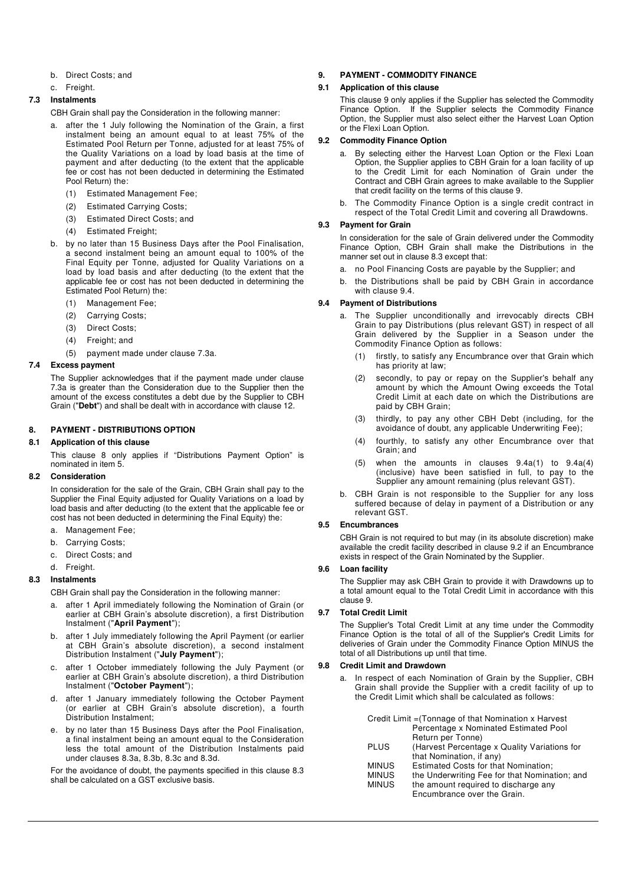b. Direct Costs; and

c. Freight.

### 7.3 Instalments

CBH Grain shall pay the Consideration in the following manner:

a. after the 1 July following the Nomination of the Grain, a first instalment being an amount equal to at least 75% of the Estimated Pool Return per Tonne, adjusted for at least 75% of the Quality Variations on a load by load basis at the time of payment and after deducting (to the extent that the applicable fee or cost has not been deducted in determining the Estimated Pool Return) the:
   (1) Estimated Management Fee;
   (2) Estimated Carrying Costs;
   (3) Estimated Direct Costs; and
   (4) Estimated Freight;

b. by no later than 15 Business Days after the Pool Finalisation, a second instalment being an amount equal to 100% of the Final Equity per Tonne, adjusted for Quality Variations on a load by load basis and after deducting (to the extent that the applicable fee or cost has not been deducted in determining the Estimated Pool Return) the:
   (1) Management Fee;
   (2) Carrying Costs;
   (3) Direct Costs;
   (4) Freight; and
   (5) payment made under clause 7.3a.

### 7.4 Excess payment

The Supplier acknowledges that if the payment made under clause 7.3a is greater than the Consideration due to the Supplier then the amount of the excess constitutes a debt due by the Supplier to CBH Grain ("**Debt**") and shall be dealt with in accordance with clause 12.

## 8. PAYMENT - DISTRIBUTIONS OPTION

### 8.1 Application of this clause

This clause 8 only applies if "Distributions Payment Option" is nominated in item 5.

### 8.2 Consideration

In consideration for the sale of the Grain, CBH Grain shall pay to the Supplier the Final Equity adjusted for Quality Variations on a load by load basis and after deducting (to the extent that the applicable fee or cost has not been deducted in determining the Final Equity) the:

a. Management Fee;

b. Carrying Costs;

c. Direct Costs; and

d. Freight.

### 8.3 Instalments

CBH Grain shall pay the Consideration in the following manner:

a. after 1 April immediately following the Nomination of Grain (or earlier at CBH Grain's absolute discretion), a first Distribution Instalment ("**April Payment**");

b. after 1 July immediately following the April Payment (or earlier at CBH Grain's absolute discretion), a second instalment Distribution Instalment ("**July Payment**");

c. after 1 October immediately following the July Payment (or earlier at CBH Grain's absolute discretion), a third Distribution Instalment ("**October Payment**");

d. after 1 January immediately following the October Payment (or earlier at CBH Grain's absolute discretion), a fourth Distribution Instalment;

e. by no later than 15 Business Days after the Pool Finalisation, a final instalment being an amount equal to the Consideration less the total amount of the Distribution Instalments paid under clauses 8.3a, 8.3b, 8.3c and 8.3d.

For the avoidance of doubt, the payments specified in this clause 8.3 shall be calculated on a GST exclusive basis.

## 9. PAYMENT - COMMODITY FINANCE

### 9.1 Application of this clause

This clause 9 only applies if the Supplier has selected the Commodity Finance Option. If the Supplier selects the Commodity Finance Option, the Supplier must also select either the Harvest Loan Option or the Flexi Loan Option.

### 9.2 Commodity Finance Option

a. By selecting either the Harvest Loan Option or the Flexi Loan Option, the Supplier applies to CBH Grain for a loan facility of up to the Credit Limit for each Nomination of Grain under the Contract and CBH Grain agrees to make available to the Supplier that credit facility on the terms of this clause 9.

b. The Commodity Finance Option is a single credit contract in respect of the Total Credit Limit and covering all Drawdowns.

### 9.3 Payment for Grain

In consideration for the sale of Grain delivered under the Commodity Finance Option, CBH Grain shall make the Distributions in the manner set out in clause 8.3 except that:

a. no Pool Financing Costs are payable by the Supplier; and

b. the Distributions shall be paid by CBH Grain in accordance with clause 9.4.

### 9.4 Payment of Distributions

a. The Supplier unconditionally and irrevocably directs CBH Grain to pay Distributions (plus relevant GST) in respect of all Grain delivered by the Supplier in a Season under the Commodity Finance Option as follows:
   (1) firstly, to satisfy any Encumbrance over that Grain which has priority at law;
   (2) secondly, to pay or repay on the Supplier's behalf any amount by which the Amount Owing exceeds the Total Credit Limit at each date on which the Distributions are paid by CBH Grain;
   (3) thirdly, to pay any other CBH Debt (including, for the avoidance of doubt, any applicable Underwriting Fee);
   (4) fourthly, to satisfy any other Encumbrance over that Grain; and
   (5) when the amounts in clauses 9.4a(1) to 9.4a(4) (inclusive) have been satisfied in full, to pay to the Supplier any amount remaining (plus relevant GST).

b. CBH Grain is not responsible to the Supplier for any loss suffered because of delay in payment of a Distribution or any relevant GST.

### 9.5 Encumbrances

CBH Grain is not required to but may (in its absolute discretion) make available the credit facility described in clause 9.2 if an Encumbrance exists in respect of the Grain Nominated by the Supplier.

### 9.6 Loan facility

The Supplier may ask CBH Grain to provide it with Drawdowns up to a total amount equal to the Total Credit Limit in accordance with this clause 9.

### 9.7 Total Credit Limit

The Supplier's Total Credit Limit at any time under the Commodity Finance Option is the total of all of the Supplier's Credit Limits for deliveries of Grain under the Commodity Finance Option MINUS the total of all Distributions up until that time.

### 9.8 Credit Limit and Drawdown

a. In respect of each Nomination of Grain by the Supplier, CBH Grain shall provide the Supplier with a credit facility of up to the Credit Limit which shall be calculated as follows:

| | |
|---|---|
| Credit Limit = | (Tonnage of that Nomination x Harvest Percentage x Nominated Estimated Pool Return per Tonne) |
| PLUS | (Harvest Percentage x Quality Variations for that Nomination, if any) |
| MINUS | Estimated Costs for that Nomination; |
| MINUS | the Underwriting Fee for that Nomination; and |
| MINUS | the amount required to discharge any Encumbrance over the Grain. |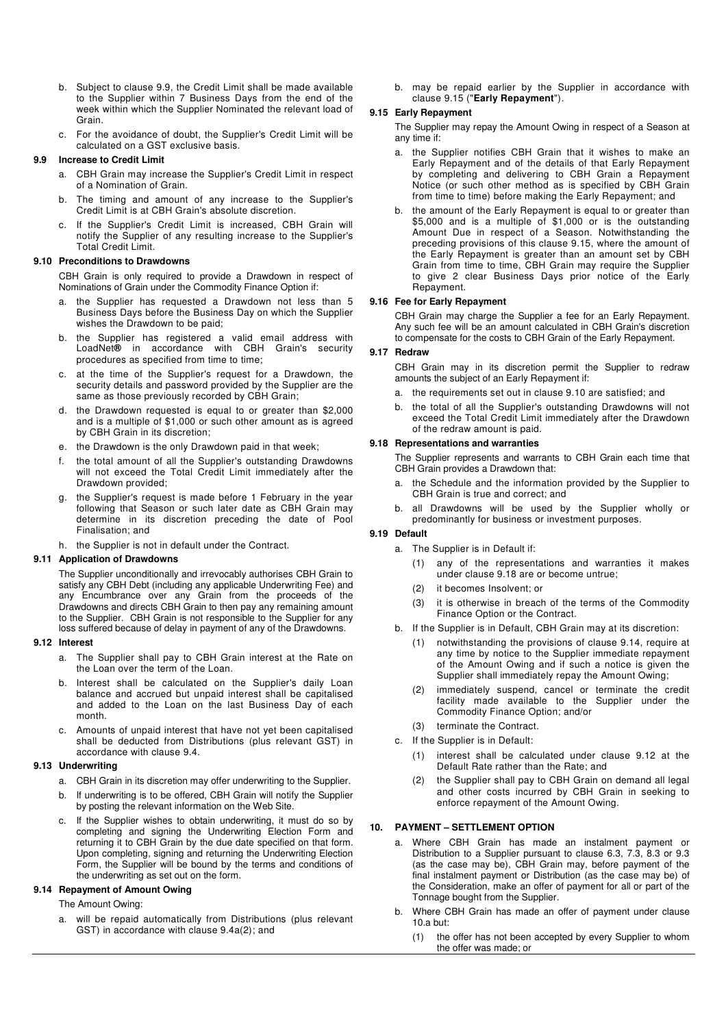b. Subject to clause 9.9, the Credit Limit shall be made available to the Supplier within 7 Business Days from the end of the week within which the Supplier Nominated the relevant load of Grain.

c. For the avoidance of doubt, the Supplier's Credit Limit will be calculated on a GST exclusive basis.

### 9.9 Increase to Credit Limit

a. CBH Grain may increase the Supplier's Credit Limit in respect of a Nomination of Grain.

b. The timing and amount of any increase to the Supplier's Credit Limit is at CBH Grain's absolute discretion.

c. If the Supplier's Credit Limit is increased, CBH Grain will notify the Supplier of any resulting increase to the Supplier's Total Credit Limit.

### 9.10 Preconditions to Drawdowns

CBH Grain is only required to provide a Drawdown in respect of Nominations of Grain under the Commodity Finance Option if:

a. the Supplier has requested a Drawdown not less than 5 Business Days before the Business Day on which the Supplier wishes the Drawdown to be paid;

b. the Supplier has registered a valid email address with LoadNet® in accordance with CBH Grain's security procedures as specified from time to time;

c. at the time of the Supplier's request for a Drawdown, the security details and password provided by the Supplier are the same as those previously recorded by CBH Grain;

d. the Drawdown requested is equal to or greater than $2,000 and is a multiple of $1,000 or such other amount as is agreed by CBH Grain in its discretion;

e. the Drawdown is the only Drawdown paid in that week;

f. the total amount of all the Supplier's outstanding Drawdowns will not exceed the Total Credit Limit immediately after the Drawdown provided;

g. the Supplier's request is made before 1 February in the year following that Season or such later date as CBH Grain may determine in its discretion preceding the date of Pool Finalisation; and

h. the Supplier is not in default under the Contract.

### 9.11 Application of Drawdowns

The Supplier unconditionally and irrevocably authorises CBH Grain to satisfy any CBH Debt (including any applicable Underwriting Fee) and any Encumbrance over any Grain from the proceeds of the Drawdowns and directs CBH Grain to then pay any remaining amount to the Supplier. CBH Grain is not responsible to the Supplier for any loss suffered because of delay in payment of any of the Drawdowns.

### 9.12 Interest

a. The Supplier shall pay to CBH Grain interest at the Rate on the Loan over the term of the Loan.

b. Interest shall be calculated on the Supplier's daily Loan balance and accrued but unpaid interest shall be capitalised and added to the Loan on the last Business Day of each month.

c. Amounts of unpaid interest that have not yet been capitalised shall be deducted from Distributions (plus relevant GST) in accordance with clause 9.4.

### 9.13 Underwriting

a. CBH Grain in its discretion may offer underwriting to the Supplier.

b. If underwriting is to be offered, CBH Grain will notify the Supplier by posting the relevant information on the Web Site.

c. If the Supplier wishes to obtain underwriting, it must do so by completing and signing the Underwriting Election Form and returning it to CBH Grain by the due date specified on that form. Upon completing, signing and returning the Underwriting Election Form, the Supplier will be bound by the terms and conditions of the underwriting as set out on the form.

### 9.14 Repayment of Amount Owing

The Amount Owing:

a. will be repaid automatically from Distributions (plus relevant GST) in accordance with clause 9.4a(2); and

b. may be repaid earlier by the Supplier in accordance with clause 9.15 ("**Early Repayment**").

### 9.15 Early Repayment

The Supplier may repay the Amount Owing in respect of a Season at any time if:

a. the Supplier notifies CBH Grain that it wishes to make an Early Repayment and of the details of that Early Repayment by completing and delivering to CBH Grain a Repayment Notice (or such other method as is specified by CBH Grain from time to time) before making the Early Repayment; and

b. the amount of the Early Repayment is equal to or greater than $5,000 and is a multiple of $1,000 or is the outstanding Amount Due in respect of a Season. Notwithstanding the preceding provisions of this clause 9.15, where the amount of the Early Repayment is greater than an amount set by CBH Grain from time to time, CBH Grain may require the Supplier to give 2 clear Business Days prior notice of the Early Repayment.

### 9.16 Fee for Early Repayment

CBH Grain may charge the Supplier a fee for an Early Repayment. Any such fee will be an amount calculated in CBH Grain's discretion to compensate for the costs to CBH Grain of the Early Repayment.

### 9.17 Redraw

CBH Grain may in its discretion permit the Supplier to redraw amounts the subject of an Early Repayment if:

a. the requirements set out in clause 9.10 are satisfied; and

b. the total of all the Supplier's outstanding Drawdowns will not exceed the Total Credit Limit immediately after the Drawdown of the redraw amount is paid.

### 9.18 Representations and warranties

The Supplier represents and warrants to CBH Grain each time that CBH Grain provides a Drawdown that:

a. the Schedule and the information provided by the Supplier to CBH Grain is true and correct; and

b. all Drawdowns will be used by the Supplier wholly or predominantly for business or investment purposes.

### 9.19 Default

a. The Supplier is in Default if:

   (1) any of the representations and warranties it makes under clause 9.18 are or become untrue;

   (2) it becomes Insolvent; or

   (3) it is otherwise in breach of the terms of the Commodity Finance Option or the Contract.

b. If the Supplier is in Default, CBH Grain may at its discretion:

   (1) notwithstanding the provisions of clause 9.14, require at any time by notice to the Supplier immediate repayment of the Amount Owing and if such a notice is given the Supplier shall immediately repay the Amount Owing;

   (2) immediately suspend, cancel or terminate the credit facility made available to the Supplier under the Commodity Finance Option; and/or

   (3) terminate the Contract.

c. If the Supplier is in Default:

   (1) interest shall be calculated under clause 9.12 at the Default Rate rather than the Rate; and

   (2) the Supplier shall pay to CBH Grain on demand all legal and other costs incurred by CBH Grain in seeking to enforce repayment of the Amount Owing.

## 10. PAYMENT – SETTLEMENT OPTION

a. Where CBH Grain has made an instalment payment or Distribution to a Supplier pursuant to clause 6.3, 7.3, 8.3 or 9.3 (as the case may be), CBH Grain may, before payment of the final instalment payment or Distribution (as the case may be) of the Consideration, make an offer of payment for all or part of the Tonnage bought from the Supplier.

b. Where CBH Grain has made an offer of payment under clause 10.a but:

   (1) the offer has not been accepted by every Supplier to whom the offer was made; or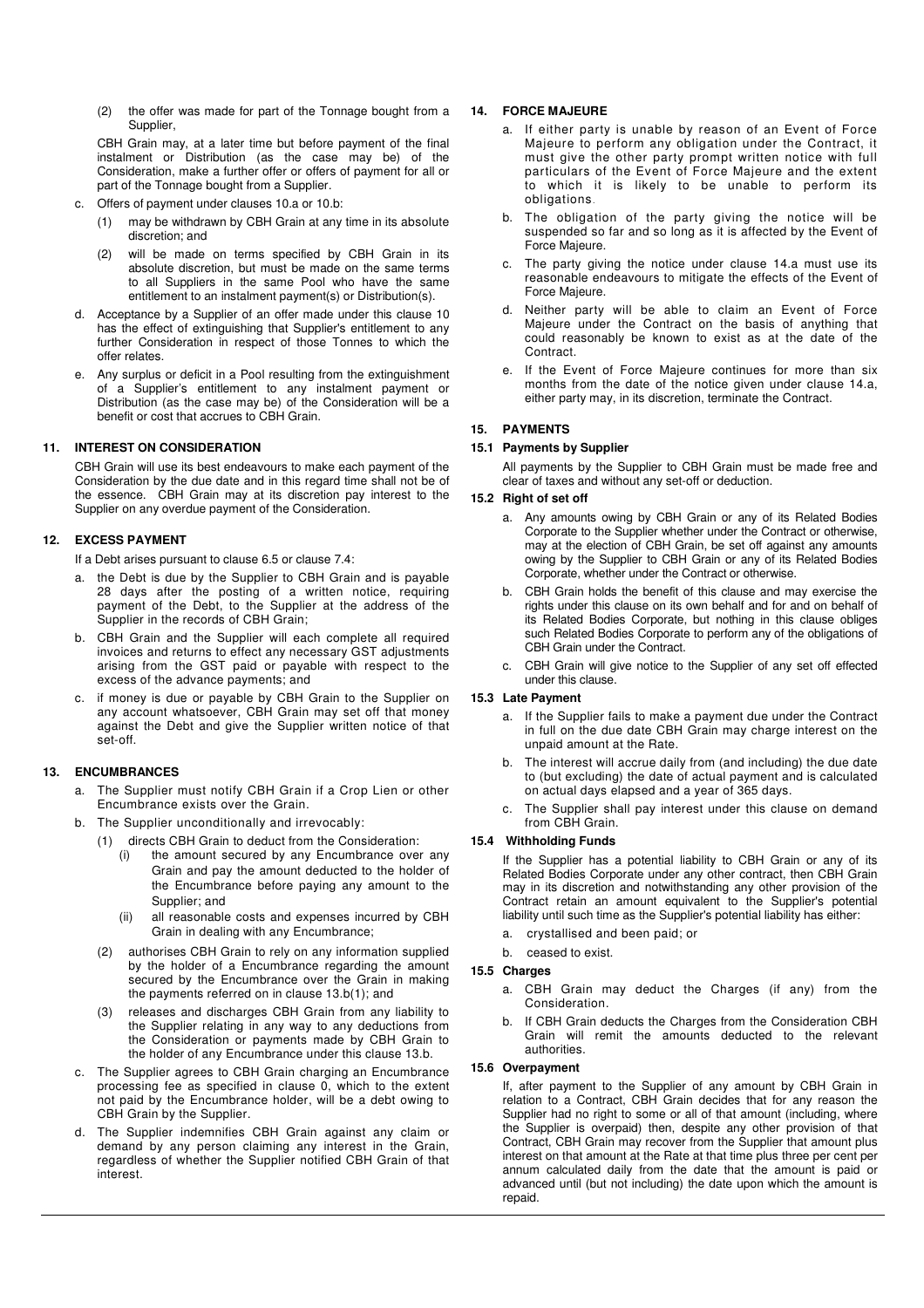(2) the offer was made for part of the Tonnage bought from a Supplier,

CBH Grain may, at a later time but before payment of the final instalment or Distribution (as the case may be) of the Consideration, make a further offer or offers of payment for all or part of the Tonnage bought from a Supplier.

c. Offers of payment under clauses 10.a or 10.b:
   (1) may be withdrawn by CBH Grain at any time in its absolute discretion; and
   (2) will be made on terms specified by CBH Grain in its absolute discretion, but must be made on the same terms to all Suppliers in the same Pool who have the same entitlement to an instalment payment(s) or Distribution(s).

d. Acceptance by a Supplier of an offer made under this clause 10 has the effect of extinguishing that Supplier's entitlement to any further Consideration in respect of those Tonnes to which the offer relates.

e. Any surplus or deficit in a Pool resulting from the extinguishment of a Supplier's entitlement to any instalment payment or Distribution (as the case may be) of the Consideration will be a benefit or cost that accrues to CBH Grain.

### 11. INTEREST ON CONSIDERATION

CBH Grain will use its best endeavours to make each payment of the Consideration by the due date and in this regard time shall not be of the essence. CBH Grain may at its discretion pay interest to the Supplier on any overdue payment of the Consideration.

### 12. EXCESS PAYMENT

If a Debt arises pursuant to clause 6.5 or clause 7.4:

a. the Debt is due by the Supplier to CBH Grain and is payable 28 days after the posting of a written notice, requiring payment of the Debt, to the Supplier at the address of the Supplier in the records of CBH Grain;

b. CBH Grain and the Supplier will each complete all required invoices and returns to effect any necessary GST adjustments arising from the GST paid or payable with respect to the excess of the advance payments; and

c. if money is due or payable by CBH Grain to the Supplier on any account whatsoever, CBH Grain may set off that money against the Debt and give the Supplier written notice of that set-off.

### 13. ENCUMBRANCES

a. The Supplier must notify CBH Grain if a Crop Lien or other Encumbrance exists over the Grain.

b. The Supplier unconditionally and irrevocably:
   (1) directs CBH Grain to deduct from the Consideration:
      (i) the amount secured by any Encumbrance over any Grain and pay the amount deducted to the holder of the Encumbrance before paying any amount to the Supplier; and
      (ii) all reasonable costs and expenses incurred by CBH Grain in dealing with any Encumbrance;
   (2) authorises CBH Grain to rely on any information supplied by the holder of a Encumbrance regarding the amount secured by the Encumbrance over the Grain in making the payments referred on in clause 13.b(1); and
   (3) releases and discharges CBH Grain from any liability to the Supplier relating in any way to any deductions from the Consideration or payments made by CBH Grain to the holder of any Encumbrance under this clause 13.b.

c. The Supplier agrees to CBH Grain charging an Encumbrance processing fee as specified in clause 0, which to the extent not paid by the Encumbrance holder, will be a debt owing to CBH Grain by the Supplier.

d. The Supplier indemnifies CBH Grain against any claim or demand by any person claiming any interest in the Grain, regardless of whether the Supplier notified CBH Grain of that interest.

### 14. FORCE MAJEURE

a. If either party is unable by reason of an Event of Force Majeure to perform any obligation under the Contract, it must give the other party prompt written notice with full particulars of the Event of Force Majeure and the extent to which it is likely to be unable to perform its obligations.

b. The obligation of the party giving the notice will be suspended so far and so long as it is affected by the Event of Force Majeure.

c. The party giving the notice under clause 14.a must use its reasonable endeavours to mitigate the effects of the Event of Force Majeure.

d. Neither party will be able to claim an Event of Force Majeure under the Contract on the basis of anything that could reasonably be known to exist as at the date of the Contract.

e. If the Event of Force Majeure continues for more than six months from the date of the notice given under clause 14.a, either party may, in its discretion, terminate the Contract.

### 15. PAYMENTS

#### 15.1 Payments by Supplier

All payments by the Supplier to CBH Grain must be made free and clear of taxes and without any set-off or deduction.

#### 15.2 Right of set off

a. Any amounts owing by CBH Grain or any of its Related Bodies Corporate to the Supplier whether under the Contract or otherwise, may at the election of CBH Grain, be set off against any amounts owing by the Supplier to CBH Grain or any of its Related Bodies Corporate, whether under the Contract or otherwise.

b. CBH Grain holds the benefit of this clause and may exercise the rights under this clause on its own behalf and for and on behalf of its Related Bodies Corporate, but nothing in this clause obliges such Related Bodies Corporate to perform any of the obligations of CBH Grain under the Contract.

c. CBH Grain will give notice to the Supplier of any set off effected under this clause.

#### 15.3 Late Payment

a. If the Supplier fails to make a payment due under the Contract in full on the due date CBH Grain may charge interest on the unpaid amount at the Rate.

b. The interest will accrue daily from (and including) the due date to (but excluding) the date of actual payment and is calculated on actual days elapsed and a year of 365 days.

c. The Supplier shall pay interest under this clause on demand from CBH Grain.

#### 15.4 Withholding Funds

If the Supplier has a potential liability to CBH Grain or any of its Related Bodies Corporate under any other contract, then CBH Grain may in its discretion and notwithstanding any other provision of the Contract retain an amount equivalent to the Supplier's potential liability until such time as the Supplier's potential liability has either:

a. crystallised and been paid; or

b. ceased to exist.

#### 15.5 Charges

a. CBH Grain may deduct the Charges (if any) from the Consideration.

b. If CBH Grain deducts the Charges from the Consideration CBH Grain will remit the amounts deducted to the relevant authorities.

#### 15.6 Overpayment

If, after payment to the Supplier of any amount by CBH Grain in relation to a Contract, CBH Grain decides that for any reason the Supplier had no right to some or all of that amount (including, where the Supplier is overpaid) then, despite any other provision of that Contract, CBH Grain may recover from the Supplier that amount plus interest on that amount at the Rate at that time plus three per cent per annum calculated daily from the date that the amount is paid or advanced until (but not including) the date upon which the amount is repaid.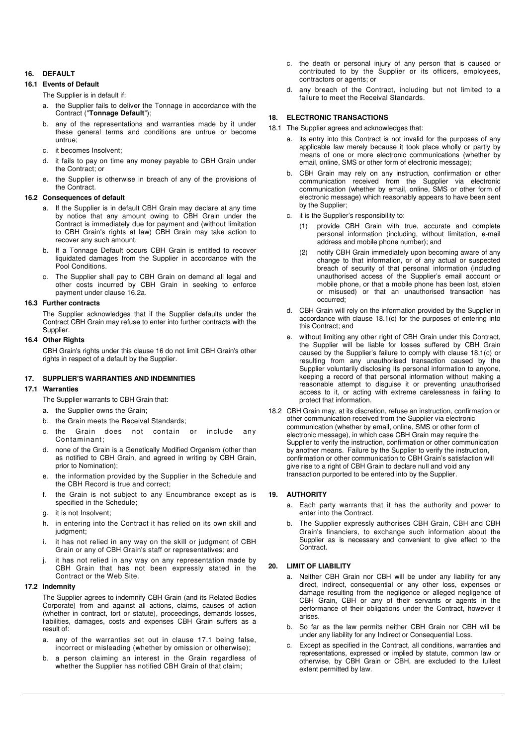## 16. DEFAULT

### 16.1 Events of Default

The Supplier is in default if:

a. the Supplier fails to deliver the Tonnage in accordance with the Contract ("**Tonnage Default**");

b. any of the representations and warranties made by it under these general terms and conditions are untrue or become untrue;

c. it becomes Insolvent;

d. it fails to pay on time any money payable to CBH Grain under the Contract; or

e. the Supplier is otherwise in breach of any of the provisions of the Contract.

### 16.2 Consequences of default

a. If the Supplier is in default CBH Grain may declare at any time by notice that any amount owing to CBH Grain under the Contract is immediately due for payment and (without limitation to CBH Grain's rights at law) CBH Grain may take action to recover any such amount.

b. If a Tonnage Default occurs CBH Grain is entitled to recover liquidated damages from the Supplier in accordance with the Pool Conditions.

c. The Supplier shall pay to CBH Grain on demand all legal and other costs incurred by CBH Grain in seeking to enforce payment under clause 16.2a.

### 16.3 Further contracts

The Supplier acknowledges that if the Supplier defaults under the Contract CBH Grain may refuse to enter into further contracts with the Supplier.

### 16.4 Other Rights

CBH Grain's rights under this clause 16 do not limit CBH Grain's other rights in respect of a default by the Supplier.

## 17. SUPPLIER'S WARRANTIES AND INDEMNITIES

### 17.1 Warranties

The Supplier warrants to CBH Grain that:

a. the Supplier owns the Grain;

b. the Grain meets the Receival Standards;

c. the Grain does not contain or include any Contaminant;

d. none of the Grain is a Genetically Modified Organism (other than as notified to CBH Grain, and agreed in writing by CBH Grain, prior to Nomination);

e. the information provided by the Supplier in the Schedule and the CBH Record is true and correct;

f. the Grain is not subject to any Encumbrance except as is specified in the Schedule;

g. it is not Insolvent;

h. in entering into the Contract it has relied on its own skill and judgment;

i. it has not relied in any way on the skill or judgment of CBH Grain or any of CBH Grain's staff or representatives; and

j. it has not relied in any way on any representation made by CBH Grain that has not been expressly stated in the Contract or the Web Site.

### 17.2 Indemnity

The Supplier agrees to indemnify CBH Grain (and its Related Bodies Corporate) from and against all actions, claims, causes of action (whether in contract, tort or statute), proceedings, demands losses, liabilities, damages, costs and expenses CBH Grain suffers as a result of:

a. any of the warranties set out in clause 17.1 being false, incorrect or misleading (whether by omission or otherwise);

b. a person claiming an interest in the Grain regardless of whether the Supplier has notified CBH Grain of that claim;

c. the death or personal injury of any person that is caused or contributed to by the Supplier or its officers, employees, contractors or agents; or

d. any breach of the Contract, including but not limited to a failure to meet the Receival Standards.

## 18. ELECTRONIC TRANSACTIONS

18.1 The Supplier agrees and acknowledges that:

a. its entry into this Contract is not invalid for the purposes of any applicable law merely because it took place wholly or partly by means of one or more electronic communications (whether by email, online, SMS or other form of electronic message);

b. CBH Grain may rely on any instruction, confirmation or other communication received from the Supplier via electronic communication (whether by email, online, SMS or other form of electronic message) which reasonably appears to have been sent by the Supplier;

c. it is the Supplier's responsibility to:

   (1) provide CBH Grain with true, accurate and complete personal information (including, without limitation, e-mail address and mobile phone number); and

   (2) notify CBH Grain immediately upon becoming aware of any change to that information, or of any actual or suspected breach of security of that personal information (including unauthorised access of the Supplier's email account or mobile phone, or that a mobile phone has been lost, stolen or misused) or that an unauthorised transaction has occurred;

d. CBH Grain will rely on the information provided by the Supplier in accordance with clause 18.1(c) for the purposes of entering into this Contract; and

e. without limiting any other right of CBH Grain under this Contract, the Supplier will be liable for losses suffered by CBH Grain caused by the Supplier's failure to comply with clause 18.1(c) or resulting from any unauthorised transaction caused by the Supplier voluntarily disclosing its personal information to anyone, keeping a record of that personal information without making a reasonable attempt to disguise it or preventing unauthorised access to it, or acting with extreme carelessness in failing to protect that information.

18.2 CBH Grain may, at its discretion, refuse an instruction, confirmation or other communication received from the Supplier via electronic communication (whether by email, online, SMS or other form of electronic message), in which case CBH Grain may require the Supplier to verify the instruction, confirmation or other communication by another means. Failure by the Supplier to verify the instruction, confirmation or other communication to CBH Grain's satisfaction will give rise to a right of CBH Grain to declare null and void any transaction purported to be entered into by the Supplier.

## 19. AUTHORITY

a. Each party warrants that it has the authority and power to enter into the Contract.

b. The Supplier expressly authorises CBH Grain, CBH and CBH Grain's financiers, to exchange such information about the Supplier as is necessary and convenient to give effect to the Contract.

## 20. LIMIT OF LIABILITY

a. Neither CBH Grain nor CBH will be under any liability for any direct, indirect, consequential or any other loss, expenses or damage resulting from the negligence or alleged negligence of CBH Grain, CBH or any of their servants or agents in the performance of their obligations under the Contract, however it arises.

b. So far as the law permits neither CBH Grain nor CBH will be under any liability for any Indirect or Consequential Loss.

c. Except as specified in the Contract, all conditions, warranties and representations, expressed or implied by statute, common law or otherwise, by CBH Grain or CBH, are excluded to the fullest extent permitted by law.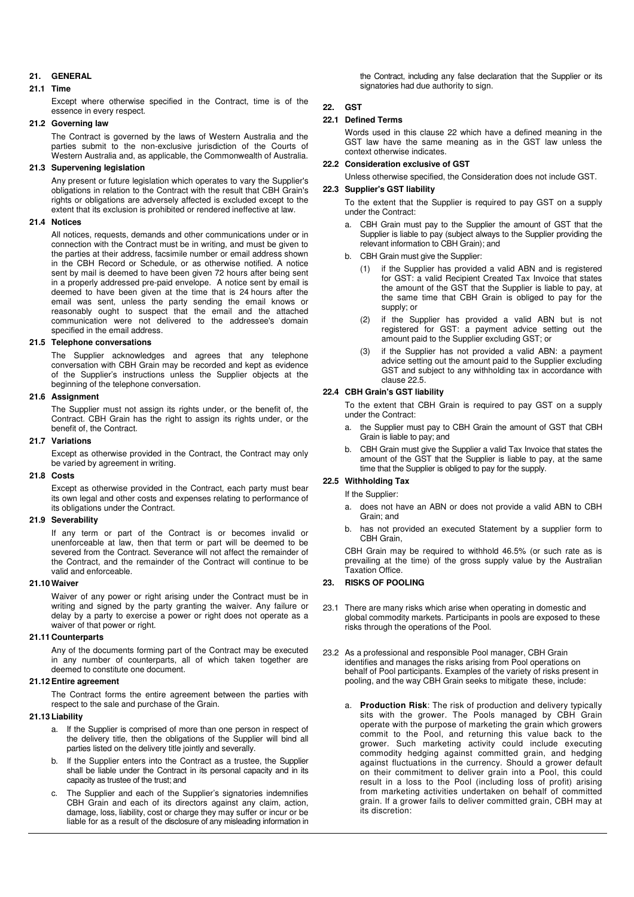## 21. GENERAL

### 21.1 Time

Except where otherwise specified in the Contract, time is of the essence in every respect.

### 21.2 Governing law

The Contract is governed by the laws of Western Australia and the parties submit to the non-exclusive jurisdiction of the Courts of Western Australia and, as applicable, the Commonwealth of Australia.

### 21.3 Supervening legislation

Any present or future legislation which operates to vary the Supplier's obligations in relation to the Contract with the result that CBH Grain's rights or obligations are adversely affected is excluded except to the extent that its exclusion is prohibited or rendered ineffective at law.

### 21.4 Notices

All notices, requests, demands and other communications under or in connection with the Contract must be in writing, and must be given to the parties at their address, facsimile number or email address shown in the CBH Record or Schedule, or as otherwise notified. A notice sent by mail is deemed to have been given 72 hours after being sent in a properly addressed pre-paid envelope. A notice sent by email is deemed to have been given at the time that is 24 hours after the email was sent, unless the party sending the email knows or reasonably ought to suspect that the email and the attached communication were not delivered to the addressee's domain specified in the email address.

### 21.5 Telephone conversations

The Supplier acknowledges and agrees that any telephone conversation with CBH Grain may be recorded and kept as evidence of the Supplier's instructions unless the Supplier objects at the beginning of the telephone conversation.

### 21.6 Assignment

The Supplier must not assign its rights under, or the benefit of, the Contract. CBH Grain has the right to assign its rights under, or the benefit of, the Contract.

### 21.7 Variations

Except as otherwise provided in the Contract, the Contract may only be varied by agreement in writing.

### 21.8 Costs

Except as otherwise provided in the Contract, each party must bear its own legal and other costs and expenses relating to performance of its obligations under the Contract.

### 21.9 Severability

If any term or part of the Contract is or becomes invalid or unenforceable at law, then that term or part will be deemed to be severed from the Contract. Severance will not affect the remainder of the Contract, and the remainder of the Contract will continue to be valid and enforceable.

### 21.10 Waiver

Waiver of any power or right arising under the Contract must be in writing and signed by the party granting the waiver. Any failure or delay by a party to exercise a power or right does not operate as a waiver of that power or right.

### 21.11 Counterparts

Any of the documents forming part of the Contract may be executed in any number of counterparts, all of which taken together are deemed to constitute one document.

### 21.12 Entire agreement

The Contract forms the entire agreement between the parties with respect to the sale and purchase of the Grain.

### 21.13 Liability

a. If the Supplier is comprised of more than one person in respect of the delivery title, then the obligations of the Supplier will bind all parties listed on the delivery title jointly and severally.

b. If the Supplier enters into the Contract as a trustee, the Supplier shall be liable under the Contract in its personal capacity and in its capacity as trustee of the trust; and

c. The Supplier and each of the Supplier's signatories indemnifies CBH Grain and each of its directors against any claim, action, damage, loss, liability, cost or charge they may suffer or incur or be liable for as a result of the disclosure of any misleading information in the Contract, including any false declaration that the Supplier or its signatories had due authority to sign.

## 22. GST

### 22.1 Defined Terms

Words used in this clause 22 which have a defined meaning in the GST law have the same meaning as in the GST law unless the context otherwise indicates.

### 22.2 Consideration exclusive of GST

Unless otherwise specified, the Consideration does not include GST.

### 22.3 Supplier's GST liability

To the extent that the Supplier is required to pay GST on a supply under the Contract:

a. CBH Grain must pay to the Supplier the amount of GST that the Supplier is liable to pay (subject always to the Supplier providing the relevant information to CBH Grain); and

b. CBH Grain must give the Supplier:

(1) if the Supplier has provided a valid ABN and is registered for GST: a valid Recipient Created Tax Invoice that states the amount of the GST that the Supplier is liable to pay, at the same time that CBH Grain is obliged to pay for the supply; or

(2) if the Supplier has provided a valid ABN but is not registered for GST: a payment advice setting out the amount paid to the Supplier excluding GST; or

(3) if the Supplier has not provided a valid ABN: a payment advice setting out the amount paid to the Supplier excluding GST and subject to any withholding tax in accordance with clause 22.5.

### 22.4 CBH Grain's GST liability

To the extent that CBH Grain is required to pay GST on a supply under the Contract:

a. the Supplier must pay to CBH Grain the amount of GST that CBH Grain is liable to pay; and

b. CBH Grain must give the Supplier a valid Tax Invoice that states the amount of the GST that the Supplier is liable to pay, at the same time that the Supplier is obliged to pay for the supply.

### 22.5 Withholding Tax

If the Supplier:

a. does not have an ABN or does not provide a valid ABN to CBH Grain; and

b. has not provided an executed Statement by a supplier form to CBH Grain,

CBH Grain may be required to withhold 46.5% (or such rate as is prevailing at the time) of the gross supply value by the Australian Taxation Office.

## 23. RISKS OF POOLING

23.1 There are many risks which arise when operating in domestic and global commodity markets. Participants in pools are exposed to these risks through the operations of the Pool.

23.2 As a professional and responsible Pool manager, CBH Grain identifies and manages the risks arising from Pool operations on behalf of Pool participants. Examples of the variety of risks present in pooling, and the way CBH Grain seeks to mitigate these, include:

a. **Production Risk**: The risk of production and delivery typically sits with the grower. The Pools managed by CBH Grain operate with the purpose of marketing the grain which growers commit to the Pool, and returning this value back to the grower. Such marketing activity could include executing commodity hedging against committed grain, and hedging against fluctuations in the currency. Should a grower default on their commitment to deliver grain into a Pool, this could result in a loss to the Pool (including loss of profit) arising from marketing activities undertaken on behalf of committed grain. If a grower fails to deliver committed grain, CBH may at its discretion: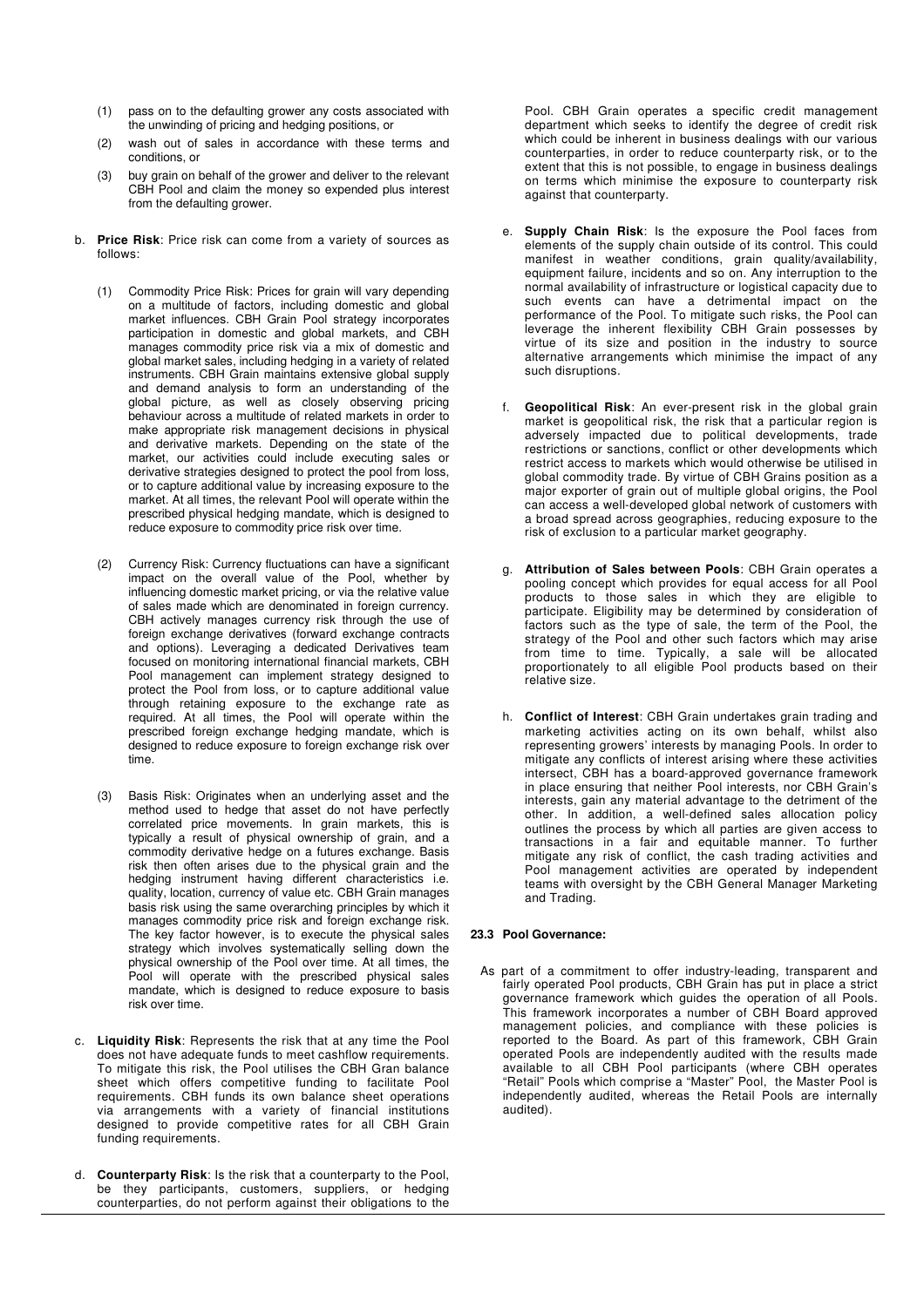(1) pass on to the defaulting grower any costs associated with the unwinding of pricing and hedging positions, or

(2) wash out of sales in accordance with these terms and conditions, or

(3) buy grain on behalf of the grower and deliver to the relevant CBH Pool and claim the money so expended plus interest from the defaulting grower.

b. **Price Risk**: Price risk can come from a variety of sources as follows:

(1) Commodity Price Risk: Prices for grain will vary depending on a multitude of factors, including domestic and global market influences. CBH Grain Pool strategy incorporates participation in domestic and global markets, and CBH manages commodity price risk via a mix of domestic and global market sales, including hedging in a variety of related instruments. CBH Grain maintains extensive global supply and demand analysis to form an understanding of the global picture, as well as closely observing pricing behaviour across a multitude of related markets in order to make appropriate risk management decisions in physical and derivative markets. Depending on the state of the market, our activities could include executing sales or derivative strategies designed to protect the pool from loss, or to capture additional value by increasing exposure to the market. At all times, the relevant Pool will operate within the prescribed physical hedging mandate, which is designed to reduce exposure to commodity price risk over time.

(2) Currency Risk: Currency fluctuations can have a significant impact on the overall value of the Pool, whether by influencing domestic market pricing, or via the relative value of sales made which are denominated in foreign currency. CBH actively manages currency risk through the use of foreign exchange derivatives (forward exchange contracts and options). Leveraging a dedicated Derivatives team focused on monitoring international financial markets, CBH Pool management can implement strategy designed to protect the Pool from loss, or to capture additional value through retaining exposure to the exchange rate as required. At all times, the Pool will operate within the prescribed foreign exchange hedging mandate, which is designed to reduce exposure to foreign exchange risk over time.

(3) Basis Risk: Originates when an underlying asset and the method used to hedge that asset do not have perfectly correlated price movements. In grain markets, this is typically a result of physical ownership of grain, and a commodity derivative hedge on a futures exchange. Basis risk then often arises due to the physical grain and the hedging instrument having different characteristics i.e. quality, location, currency of value etc. CBH Grain manages basis risk using the same overarching principles by which it manages commodity price risk and foreign exchange risk. The key factor however, is to execute the physical sales strategy which involves systematically selling down the physical ownership of the Pool over time. At all times, the Pool will operate with the prescribed physical sales mandate, which is designed to reduce exposure to basis risk over time.

c. **Liquidity Risk**: Represents the risk that at any time the Pool does not have adequate funds to meet cashflow requirements. To mitigate this risk, the Pool utilises the CBH Gran balance sheet which offers competitive funding to facilitate Pool requirements. CBH funds its own balance sheet operations via arrangements with a variety of financial institutions designed to provide competitive rates for all CBH Grain funding requirements.

d. **Counterparty Risk**: Is the risk that a counterparty to the Pool, be they participants, customers, suppliers, or hedging counterparties, do not perform against their obligations to the Pool. CBH Grain operates a specific credit management department which seeks to identify the degree of credit risk which could be inherent in business dealings with our various counterparties, in order to reduce counterparty risk, or to the extent that this is not possible, to engage in business dealings on terms which minimise the exposure to counterparty risk against that counterparty.

e. **Supply Chain Risk**: Is the exposure the Pool faces from elements of the supply chain outside of its control. This could manifest in weather conditions, grain quality/availability, equipment failure, incidents and so on. Any interruption to the normal availability of infrastructure or logistical capacity due to such events can have a detrimental impact on the performance of the Pool. To mitigate such risks, the Pool can leverage the inherent flexibility CBH Grain possesses by virtue of its size and position in the industry to source alternative arrangements which minimise the impact of any such disruptions.

f. **Geopolitical Risk**: An ever-present risk in the global grain market is geopolitical risk, the risk that a particular region is adversely impacted due to political developments, trade restrictions or sanctions, conflict or other developments which restrict access to markets which would otherwise be utilised in global commodity trade. By virtue of CBH Grains position as a major exporter of grain out of multiple global origins, the Pool can access a well-developed global network of customers with a broad spread across geographies, reducing exposure to the risk of exclusion to a particular market geography.

g. **Attribution of Sales between Pools**: CBH Grain operates a pooling concept which provides for equal access for all Pool products to those sales in which they are eligible to participate. Eligibility may be determined by consideration of factors such as the type of sale, the term of the Pool, the strategy of the Pool and other such factors which may arise from time to time. Typically, a sale will be allocated proportionately to all eligible Pool products based on their relative size.

h. **Conflict of Interest**: CBH Grain undertakes grain trading and marketing activities acting on its own behalf, whilst also representing growers' interests by managing Pools. In order to mitigate any conflicts of interest arising where these activities intersect, CBH has a board-approved governance framework in place ensuring that neither Pool interests, nor CBH Grain's interests, gain any material advantage to the detriment of the other. In addition, a well-defined sales allocation policy outlines the process by which all parties are given access to transactions in a fair and equitable manner. To further mitigate any risk of conflict, the cash trading activities and Pool management activities are operated by independent teams with oversight by the CBH General Manager Marketing and Trading.

**23.3 Pool Governance:**

As part of a commitment to offer industry-leading, transparent and fairly operated Pool products, CBH Grain has put in place a strict governance framework which guides the operation of all Pools. This framework incorporates a number of CBH Board approved management policies, and compliance with these policies is reported to the Board. As part of this framework, CBH Grain operated Pools are independently audited with the results made available to all CBH Pool participants (where CBH operates "Retail" Pools which comprise a "Master" Pool, the Master Pool is independently audited, whereas the Retail Pools are internally audited).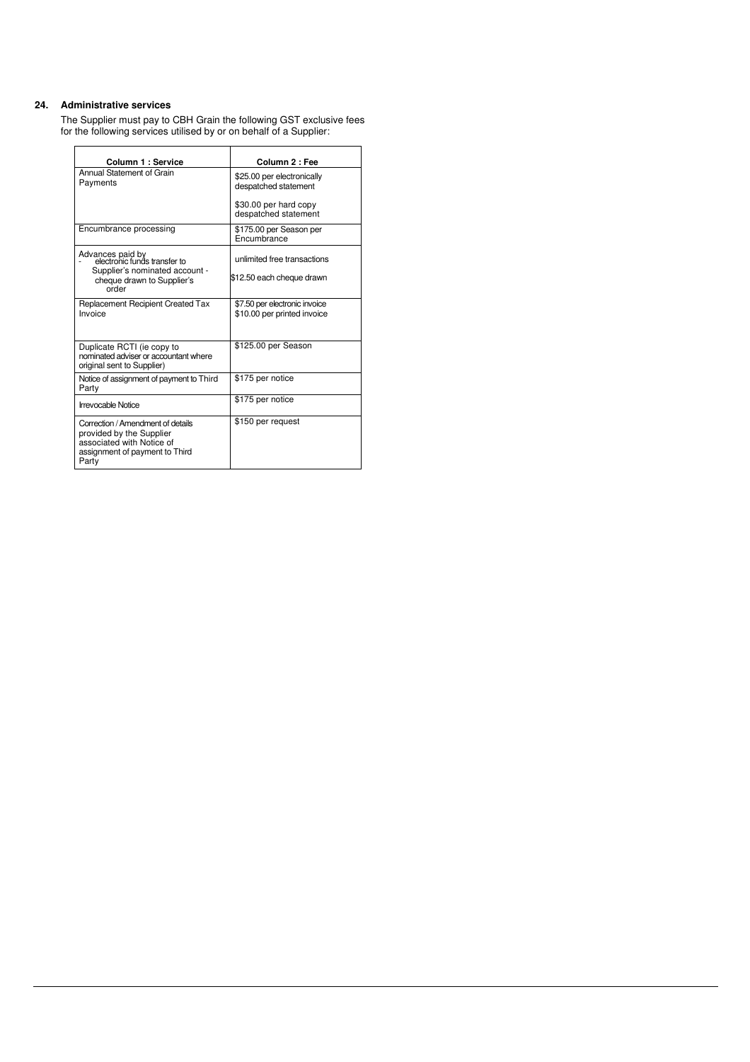## 24. Administrative services

The Supplier must pay to CBH Grain the following GST exclusive fees for the following services utilised by or on behalf of a Supplier:

| Column 1 : Service | Column 2 : Fee |
|---|---|
| Annual Statement of Grain Payments | $25.00 per electronically despatched statement<br><br>$30.00 per hard copy despatched statement |
| Encumbrance processing | $175.00 per Season per Encumbrance |
| Advances paid by<br>- electronic funds transfer to Supplier's nominated account<br>- cheque drawn to Supplier's order | unlimited free transactions<br><br>$12.50 each cheque drawn |
| Replacement Recipient Created Tax Invoice | $7.50 per electronic invoice<br>$10.00 per printed invoice |
| Duplicate RCTI (ie copy to nominated adviser or accountant where original sent to Supplier) | $125.00 per Season |
| Notice of assignment of payment to Third Party | $175 per notice |
| Irrevocable Notice | $175 per notice |
| Correction / Amendment of details provided by the Supplier associated with Notice of assignment of payment to Third Party | $150 per request |